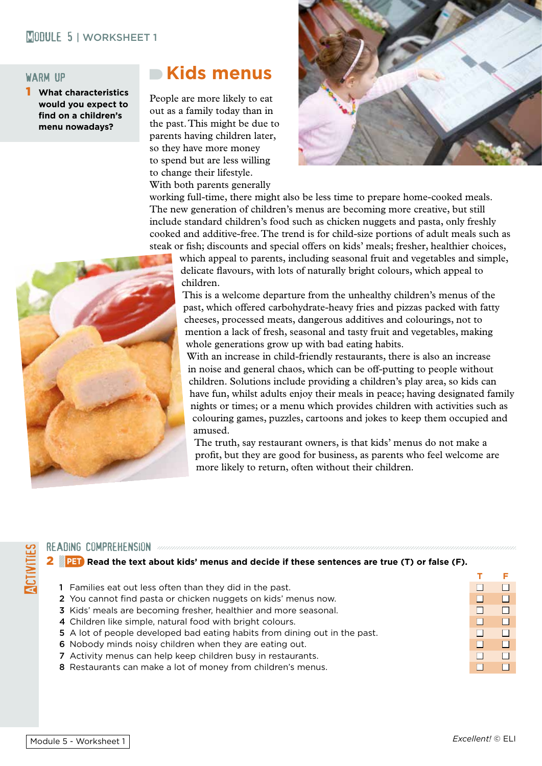MODULE 5 | WORKSHEET 1

## WARM UP

**1** **What characteristics would you expect to find on a children's menu nowadays?**

# Kids menus

People are more likely to eat out as a family today than in the past. This might be due to parents having children later, so they have more money to spend but are less willing to change their lifestyle. With both parents generally working full-time, there might also be less time to prepare home-cooked meals.

The new generation of children's menus are becoming more creative, but still include standard children's food such as chicken nuggets and pasta, only freshly cooked and additive-free. The trend is for child-size portions of adult meals such as steak or fish; discounts and special offers on kids' meals; fresher, healthier choices, which appeal to parents, including seasonal fruit and vegetables and simple, delicate flavours, with lots of naturally bright colours, which appeal to children.

This is a welcome departure from the unhealthy children's menus of the past, which offered carbohydrate-heavy fries and pizzas packed with fatty cheeses, processed meats, dangerous additives and colourings, not to mention a lack of fresh, seasonal and tasty fruit and vegetables, making whole generations grow up with bad eating habits.

With an increase in child-friendly restaurants, there is also an increase in noise and general chaos, which can be off-putting to people without children. Solutions include providing a children's play area, so kids can have fun, whilst adults enjoy their meals in peace; having designated family nights or times; or a menu which provides children with activities such as colouring games, puzzles, cartoons and jokes to keep them occupied and amused.

The truth, say restaurant owners, is that kids' menus do not make a profit, but they are good for business, as parents who feel welcome are more likely to return, often without their children.

ACTIVITIES

## READING COMPREHENSION

**2** PET **Read the text about kids' menus and decide if these sentences are true (T) or false (F).**

| | | T | F |
|---|---|---|---|
| 1 | Families eat out less often than they did in the past. | ☐ | ☐ |
| 2 | You cannot find pasta or chicken nuggets on kids' menus now. | ☐ | ☐ |
| 3 | Kids' meals are becoming fresher, healthier and more seasonal. | ☐ | ☐ |
| 4 | Children like simple, natural food with bright colours. | ☐ | ☐ |
| 5 | A lot of people developed bad eating habits from dining out in the past. | ☐ | ☐ |
| 6 | Nobody minds noisy children when they are eating out. | ☐ | ☐ |
| 7 | Activity menus can help keep children busy in restaurants. | ☐ | ☐ |
| 8 | Restaurants can make a lot of money from children's menus. | ☐ | ☐ |

Module 5 - Worksheet 1

*Excellent!* © ELI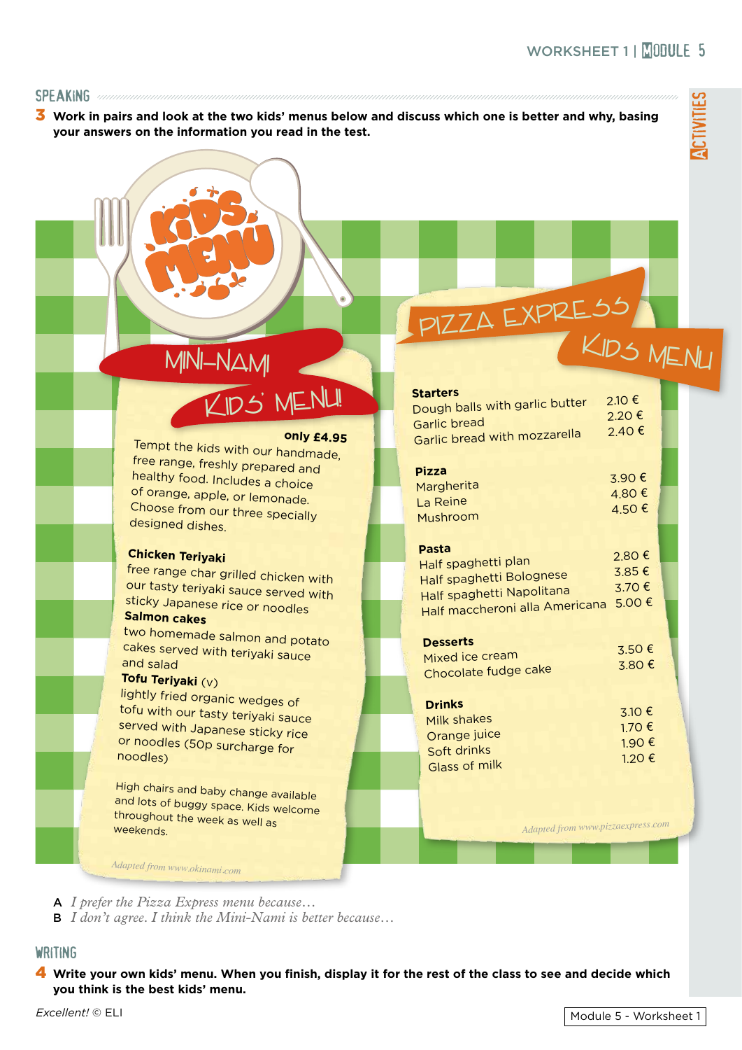## SPEAKING

**3** **Work in pairs and look at the two kids' menus below and discuss which one is better and why, basing your answers on the information you read in the test.**

KIDS MENU

### MINI-NAMI KIDS' MENU!

**only £4.95**

Tempt the kids with our handmade, free range, freshly prepared and healthy food. Includes a choice of orange, apple, or lemonade. Choose from our three specially designed dishes.

**Chicken Teriyaki**
free range char grilled chicken with our tasty teriyaki sauce served with sticky Japanese rice or noodles

**Salmon cakes**
two homemade salmon and potato cakes served with teriyaki sauce and salad

**Tofu Teriyaki** (v)
lightly fried organic wedges of tofu with our tasty teriyaki sauce served with Japanese sticky rice or noodles (50p surcharge for noodles)

High chairs and baby change available and lots of buggy space. Kids welcome throughout the week as well as weekends.

*Adapted from www.okinami.com*

### PIZZA EXPRESS KIDS MENU

| | |
|---|---|
| **Starters** | |
| Dough balls with garlic butter | 2.10 € |
| Garlic bread | 2.20 € |
| Garlic bread with mozzarella | 2.40 € |
| **Pizza** | |
| Margherita | 3.90 € |
| La Reine | 4.80 € |
| Mushroom | 4.50 € |
| **Pasta** | |
| Half spaghetti plan | 2.80 € |
| Half spaghetti Bolognese | 3.85 € |
| Half spaghetti Napolitana | 3.70 € |
| Half maccheroni alla Americana | 5.00 € |
| **Desserts** | |
| Mixed ice cream | 3.50 € |
| Chocolate fudge cake | 3.80 € |
| **Drinks** | |
| Milk shakes | 3.10 € |
| Orange juice | 1.70 € |
| Soft drinks | 1.90 € |
| Glass of milk | 1.20 € |

*Adapted from www.pizzaexpress.com*

**A** *I prefer the Pizza Express menu because…*
**B** *I don't agree. I think the Mini-Nami is better because…*

## WRITING

**4** **Write your own kids' menu. When you finish, display it for the rest of the class to see and decide which you think is the best kids' menu.**